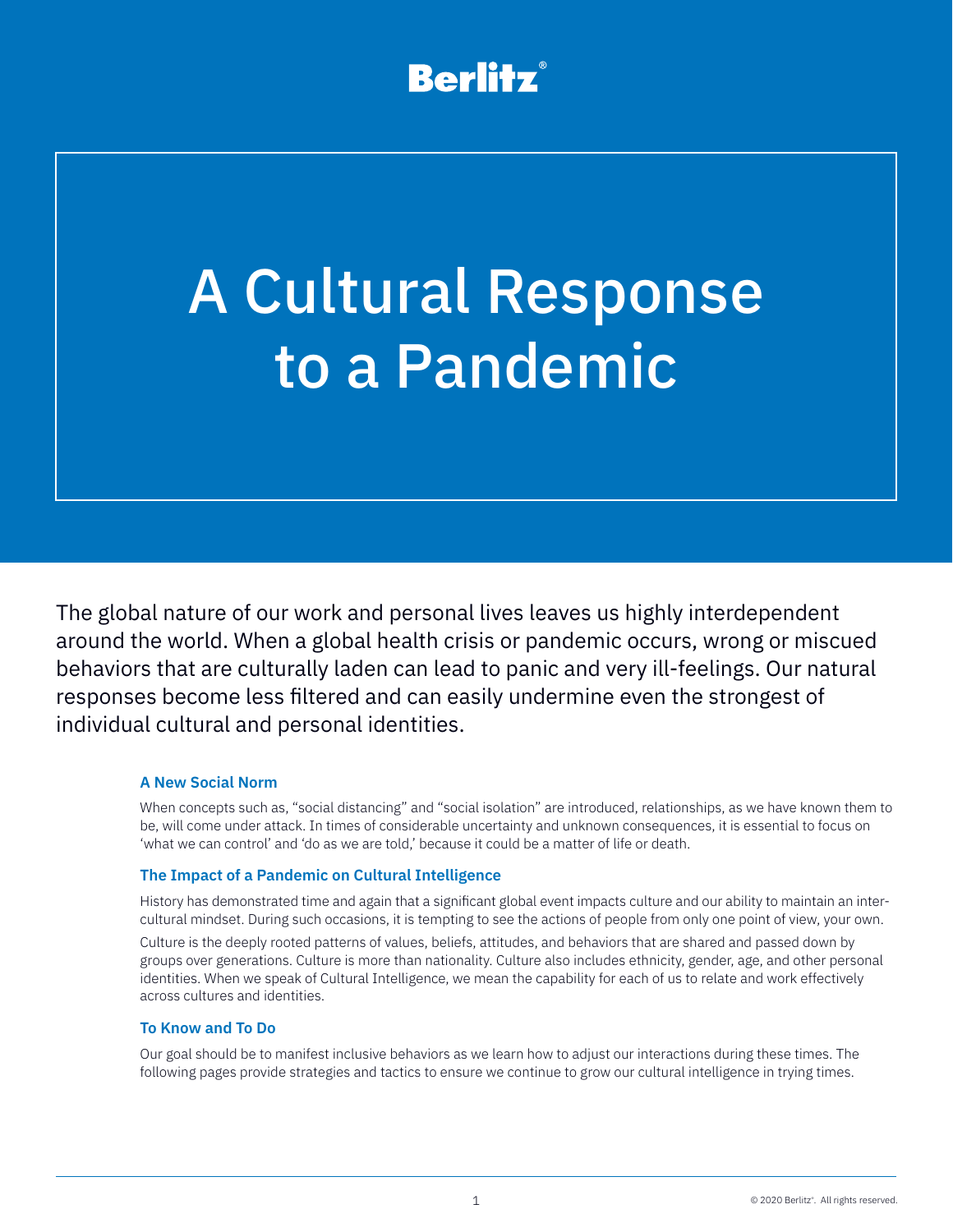Berlitz®

# A Cultural Response to a Pandemic

The global nature of our work and personal lives leaves us highly interdependent around the world. When a global health crisis or pandemic occurs, wrong or miscued behaviors that are culturally laden can lead to panic and very ill-feelings. Our natural responses become less filtered and can easily undermine even the strongest of individual cultural and personal identities.

### A New Social Norm

When concepts such as, "social distancing" and "social isolation" are introduced, relationships, as we have known them to be, will come under attack. In times of considerable uncertainty and unknown consequences, it is essential to focus on 'what we can control' and 'do as we are told,' because it could be a matter of life or death.

### The Impact of a Pandemic on Cultural Intelligence

History has demonstrated time and again that a significant global event impacts culture and our ability to maintain an inter-cultural mindset. During such occasions, it is tempting to see the actions of people from only one point of view, your own.

Culture is the deeply rooted patterns of values, beliefs, attitudes, and behaviors that are shared and passed down by groups over generations. Culture is more than nationality. Culture also includes ethnicity, gender, age, and other personal identities. When we speak of Cultural Intelligence, we mean the capability for each of us to relate and work effectively across cultures and identities.

### To Know and To Do

Our goal should be to manifest inclusive behaviors as we learn how to adjust our interactions during these times. The following pages provide strategies and tactics to ensure we continue to grow our cultural intelligence in trying times.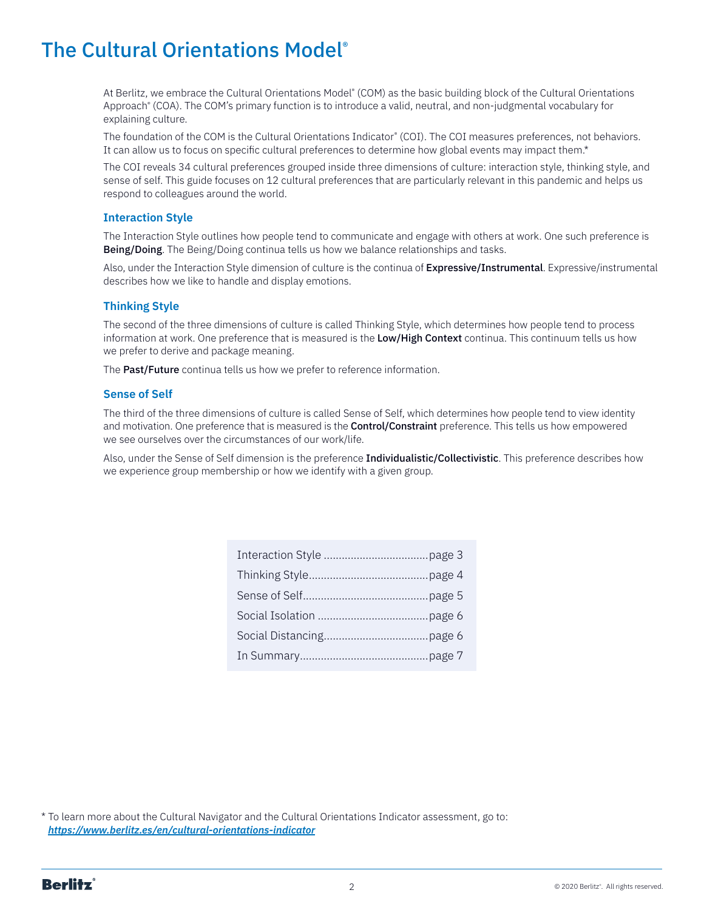# The Cultural Orientations Model®

At Berlitz, we embrace the Cultural Orientations Model® (COM) as the basic building block of the Cultural Orientations Approach® (COA). The COM's primary function is to introduce a valid, neutral, and non-judgmental vocabulary for explaining culture.

The foundation of the COM is the Cultural Orientations Indicator® (COI). The COI measures preferences, not behaviors. It can allow us to focus on specific cultural preferences to determine how global events may impact them.*

The COI reveals 34 cultural preferences grouped inside three dimensions of culture: interaction style, thinking style, and sense of self. This guide focuses on 12 cultural preferences that are particularly relevant in this pandemic and helps us respond to colleagues around the world.

### Interaction Style

The Interaction Style outlines how people tend to communicate and engage with others at work. One such preference is **Being/Doing**. The Being/Doing continua tells us how we balance relationships and tasks.

Also, under the Interaction Style dimension of culture is the continua of **Expressive/Instrumental**. Expressive/instrumental describes how we like to handle and display emotions.

### Thinking Style

The second of the three dimensions of culture is called Thinking Style, which determines how people tend to process information at work. One preference that is measured is the **Low/High Context** continua. This continuum tells us how we prefer to derive and package meaning.

The **Past/Future** continua tells us how we prefer to reference information.

### Sense of Self

The third of the three dimensions of culture is called Sense of Self, which determines how people tend to view identity and motivation. One preference that is measured is the **Control/Constraint** preference. This tells us how empowered we see ourselves over the circumstances of our work/life.

Also, under the Sense of Self dimension is the preference **Individualistic/Collectivistic**. This preference describes how we experience group membership or how we identify with a given group.

| | |
|---|---|
| Interaction Style | page 3 |
| Thinking Style | page 4 |
| Sense of Self | page 5 |
| Social Isolation | page 6 |
| Social Distancing | page 6 |
| In Summary | page 7 |

* To learn more about the Cultural Navigator and the Cultural Orientations Indicator assessment, go to: ***https://www.berlitz.es/en/cultural-orientations-indicator***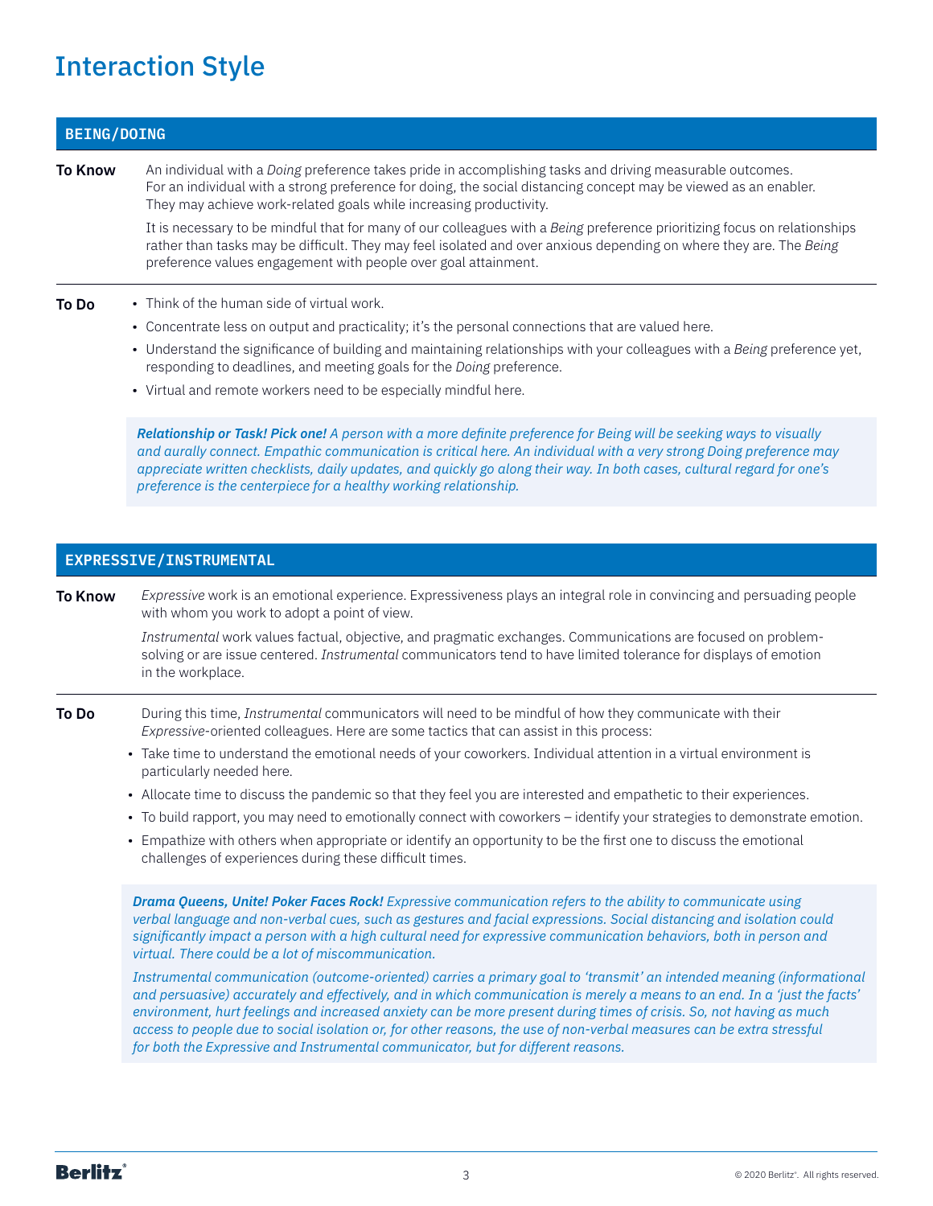# Interaction Style

## BEING/DOING

**To Know**

An individual with a *Doing* preference takes pride in accomplishing tasks and driving measurable outcomes. For an individual with a strong preference for doing, the social distancing concept may be viewed as an enabler. They may achieve work-related goals while increasing productivity.

It is necessary to be mindful that for many of our colleagues with a *Being* preference prioritizing focus on relationships rather than tasks may be difficult. They may feel isolated and over anxious depending on where they are. The *Being* preference values engagement with people over goal attainment.

**To Do**

- Think of the human side of virtual work.
- Concentrate less on output and practicality; it's the personal connections that are valued here.
- Understand the significance of building and maintaining relationships with your colleagues with a *Being* preference yet, responding to deadlines, and meeting goals for the *Doing* preference.
- Virtual and remote workers need to be especially mindful here.

***Relationship or Task! Pick one!*** *A person with a more definite preference for Being will be seeking ways to visually and aurally connect. Empathic communication is critical here. An individual with a very strong Doing preference may appreciate written checklists, daily updates, and quickly go along their way. In both cases, cultural regard for one's preference is the centerpiece for a healthy working relationship.*

## EXPRESSIVE/INSTRUMENTAL

**To Know**

*Expressive* work is an emotional experience. Expressiveness plays an integral role in convincing and persuading people with whom you work to adopt a point of view.

*Instrumental* work values factual, objective, and pragmatic exchanges. Communications are focused on problem-solving or are issue centered. *Instrumental* communicators tend to have limited tolerance for displays of emotion in the workplace.

**To Do**

During this time, *Instrumental* communicators will need to be mindful of how they communicate with their *Expressive*-oriented colleagues. Here are some tactics that can assist in this process:

- Take time to understand the emotional needs of your coworkers. Individual attention in a virtual environment is particularly needed here.
- Allocate time to discuss the pandemic so that they feel you are interested and empathetic to their experiences.
- To build rapport, you may need to emotionally connect with coworkers – identify your strategies to demonstrate emotion.
- Empathize with others when appropriate or identify an opportunity to be the first one to discuss the emotional challenges of experiences during these difficult times.

***Drama Queens, Unite! Poker Faces Rock!*** *Expressive communication refers to the ability to communicate using verbal language and non-verbal cues, such as gestures and facial expressions. Social distancing and isolation could significantly impact a person with a high cultural need for expressive communication behaviors, both in person and virtual. There could be a lot of miscommunication.*

*Instrumental communication (outcome-oriented) carries a primary goal to 'transmit' an intended meaning (informational and persuasive) accurately and effectively, and in which communication is merely a means to an end. In a 'just the facts' environment, hurt feelings and increased anxiety can be more present during times of crisis. So, not having as much access to people due to social isolation or, for other reasons, the use of non-verbal measures can be extra stressful for both the Expressive and Instrumental communicator, but for different reasons.*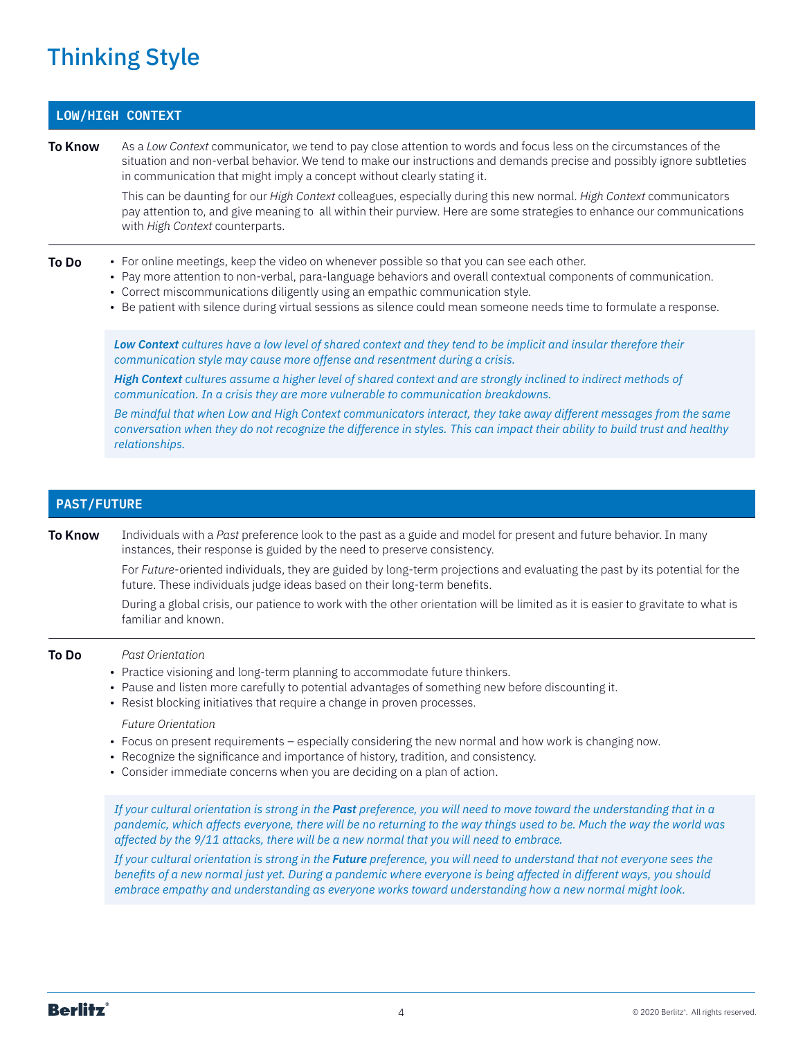# Thinking Style

## LOW/HIGH CONTEXT

**To Know**

As a *Low Context* communicator, we tend to pay close attention to words and focus less on the circumstances of the situation and non-verbal behavior. We tend to make our instructions and demands precise and possibly ignore subtleties in communication that might imply a concept without clearly stating it.

This can be daunting for our *High Context* colleagues, especially during this new normal. *High Context* communicators pay attention to, and give meaning to all within their purview. Here are some strategies to enhance our communications with *High Context* counterparts.

**To Do**

- For online meetings, keep the video on whenever possible so that you can see each other.
- Pay more attention to non-verbal, para-language behaviors and overall contextual components of communication.
- Correct miscommunications diligently using an empathic communication style.
- Be patient with silence during virtual sessions as silence could mean someone needs time to formulate a response.

***Low Context*** *cultures have a low level of shared context and they tend to be implicit and insular therefore their communication style may cause more offense and resentment during a crisis.*

***High Context*** *cultures assume a higher level of shared context and are strongly inclined to indirect methods of communication. In a crisis they are more vulnerable to communication breakdowns.*

*Be mindful that when Low and High Context communicators interact, they take away different messages from the same conversation when they do not recognize the difference in styles. This can impact their ability to build trust and healthy relationships.*

## PAST/FUTURE

**To Know**

Individuals with a *Past* preference look to the past as a guide and model for present and future behavior. In many instances, their response is guided by the need to preserve consistency.

For *Future*-oriented individuals, they are guided by long-term projections and evaluating the past by its potential for the future. These individuals judge ideas based on their long-term benefits.

During a global crisis, our patience to work with the other orientation will be limited as it is easier to gravitate to what is familiar and known.

**To Do**

*Past Orientation*

- Practice visioning and long-term planning to accommodate future thinkers.
- Pause and listen more carefully to potential advantages of something new before discounting it.
- Resist blocking initiatives that require a change in proven processes.

*Future Orientation*

- Focus on present requirements – especially considering the new normal and how work is changing now.
- Recognize the significance and importance of history, tradition, and consistency.
- Consider immediate concerns when you are deciding on a plan of action.

*If your cultural orientation is strong in the* ***Past*** *preference, you will need to move toward the understanding that in a pandemic, which affects everyone, there will be no returning to the way things used to be. Much the way the world was affected by the 9/11 attacks, there will be a new normal that you will need to embrace.*

*If your cultural orientation is strong in the* ***Future*** *preference, you will need to understand that not everyone sees the benefits of a new normal just yet. During a pandemic where everyone is being affected in different ways, you should embrace empathy and understanding as everyone works toward understanding how a new normal might look.*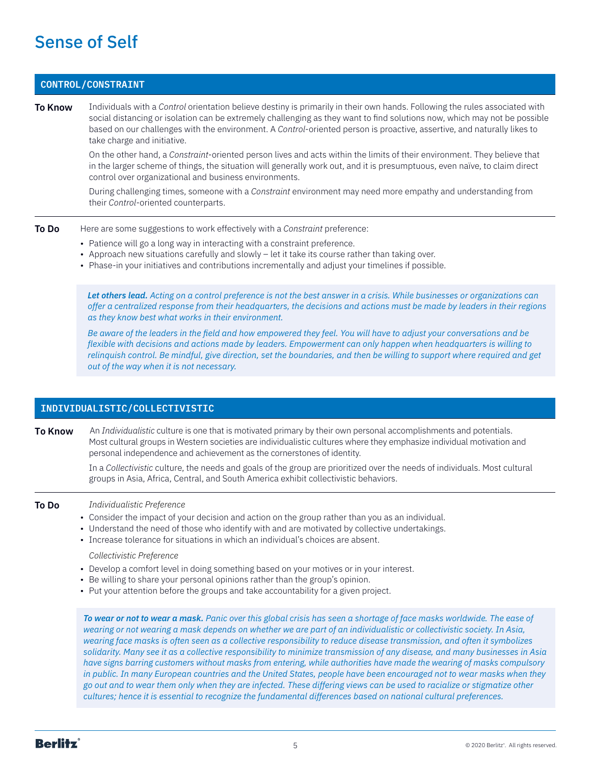# Sense of Self

## CONTROL/CONSTRAINT

**To Know**

Individuals with a *Control* orientation believe destiny is primarily in their own hands. Following the rules associated with social distancing or isolation can be extremely challenging as they want to find solutions now, which may not be possible based on our challenges with the environment. A *Control*-oriented person is proactive, assertive, and naturally likes to take charge and initiative.

On the other hand, a *Constraint*-oriented person lives and acts within the limits of their environment. They believe that in the larger scheme of things, the situation will generally work out, and it is presumptuous, even naïve, to claim direct control over organizational and business environments.

During challenging times, someone with a *Constraint* environment may need more empathy and understanding from their *Control*-oriented counterparts.

**To Do**

Here are some suggestions to work effectively with a *Constraint* preference:

- Patience will go a long way in interacting with a constraint preference.
- Approach new situations carefully and slowly – let it take its course rather than taking over.
- Phase-in your initiatives and contributions incrementally and adjust your timelines if possible.

> ***Let others lead.*** *Acting on a control preference is not the best answer in a crisis. While businesses or organizations can offer a centralized response from their headquarters, the decisions and actions must be made by leaders in their regions as they know best what works in their environment.*
>
> *Be aware of the leaders in the field and how empowered they feel. You will have to adjust your conversations and be flexible with decisions and actions made by leaders. Empowerment can only happen when headquarters is willing to relinquish control. Be mindful, give direction, set the boundaries, and then be willing to support where required and get out of the way when it is not necessary.*

## INDIVIDUALISTIC/COLLECTIVISTIC

**To Know**

An *Individualistic* culture is one that is motivated primary by their own personal accomplishments and potentials. Most cultural groups in Western societies are individualistic cultures where they emphasize individual motivation and personal independence and achievement as the cornerstones of identity.

In a *Collectivistic* culture, the needs and goals of the group are prioritized over the needs of individuals. Most cultural groups in Asia, Africa, Central, and South America exhibit collectivistic behaviors.

**To Do**

*Individualistic Preference*

- Consider the impact of your decision and action on the group rather than you as an individual.
- Understand the need of those who identify with and are motivated by collective undertakings.
- Increase tolerance for situations in which an individual's choices are absent.

*Collectivistic Preference*

- Develop a comfort level in doing something based on your motives or in your interest.
- Be willing to share your personal opinions rather than the group's opinion.
- Put your attention before the groups and take accountability for a given project.

> ***To wear or not to wear a mask.*** *Panic over this global crisis has seen a shortage of face masks worldwide. The ease of wearing or not wearing a mask depends on whether we are part of an individualistic or collectivistic society. In Asia, wearing face masks is often seen as a collective responsibility to reduce disease transmission, and often it symbolizes solidarity. Many see it as a collective responsibility to minimize transmission of any disease, and many businesses in Asia have signs barring customers without masks from entering, while authorities have made the wearing of masks compulsory in public. In many European countries and the United States, people have been encouraged not to wear masks when they go out and to wear them only when they are infected. These differing views can be used to racialize or stigmatize other cultures; hence it is essential to recognize the fundamental differences based on national cultural preferences.*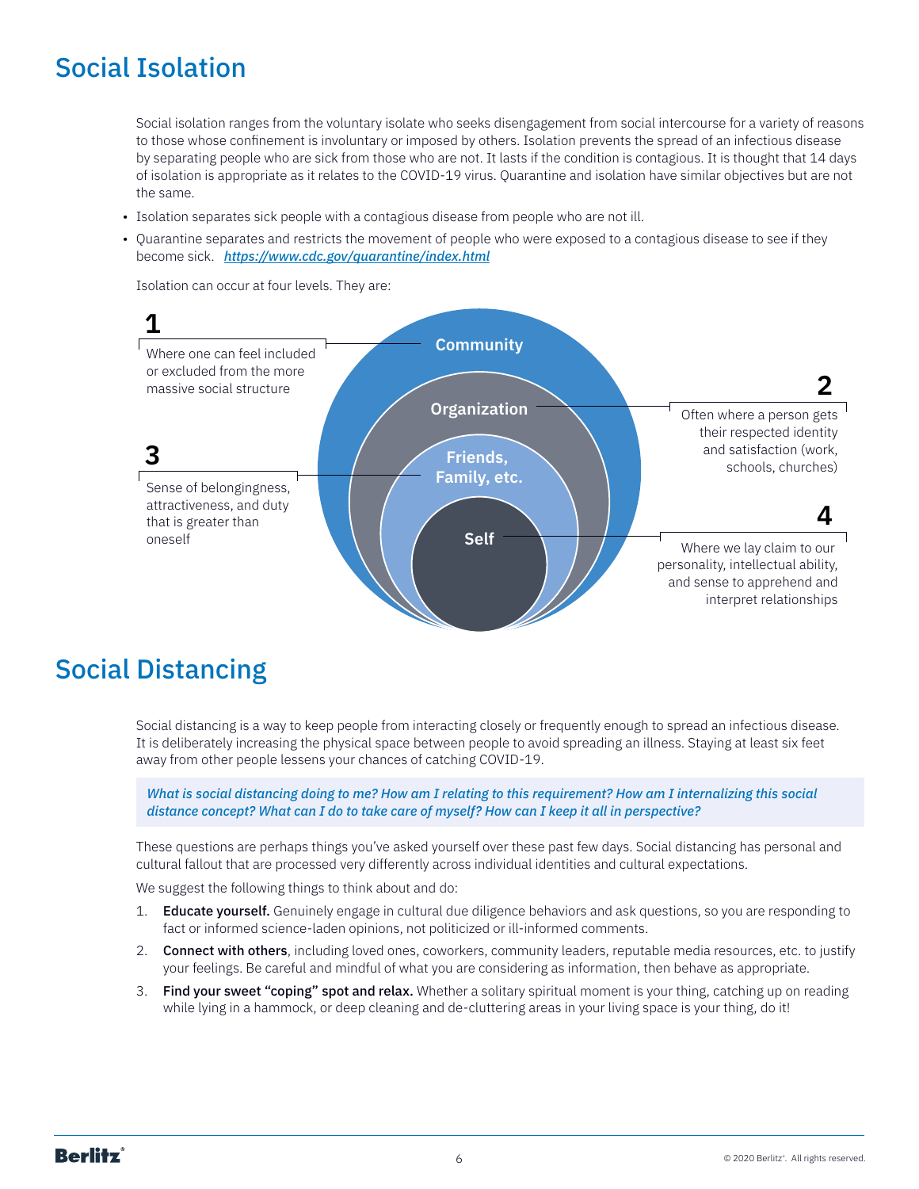## Social Isolation

Social isolation ranges from the voluntary isolate who seeks disengagement from social intercourse for a variety of reasons to those whose confinement is involuntary or imposed by others. Isolation prevents the spread of an infectious disease by separating people who are sick from those who are not. It lasts if the condition is contagious. It is thought that 14 days of isolation is appropriate as it relates to the COVID-19 virus. Quarantine and isolation have similar objectives but are not the same.

- Isolation separates sick people with a contagious disease from people who are not ill.
- Quarantine separates and restricts the movement of people who were exposed to a contagious disease to see if they become sick. *https://www.cdc.gov/quarantine/index.html*

Isolation can occur at four levels. They are:

**1** Community — Where one can feel included or excluded from the more massive social structure

**2** Organization — Often where a person gets their respected identity and satisfaction (work, schools, churches)

**3** Friends, Family, etc. — Sense of belongingness, attractiveness, and duty that is greater than oneself

**4** Self — Where we lay claim to our personality, intellectual ability, and sense to apprehend and interpret relationships

## Social Distancing

Social distancing is a way to keep people from interacting closely or frequently enough to spread an infectious disease. It is deliberately increasing the physical space between people to avoid spreading an illness. Staying at least six feet away from other people lessens your chances of catching COVID-19.

*What is social distancing doing to me? How am I relating to this requirement? How am I internalizing this social distance concept? What can I do to take care of myself? How can I keep it all in perspective?*

These questions are perhaps things you've asked yourself over these past few days. Social distancing has personal and cultural fallout that are processed very differently across individual identities and cultural expectations.

We suggest the following things to think about and do:

1. **Educate yourself.** Genuinely engage in cultural due diligence behaviors and ask questions, so you are responding to fact or informed science-laden opinions, not politicized or ill-informed comments.
2. **Connect with others**, including loved ones, coworkers, community leaders, reputable media resources, etc. to justify your feelings. Be careful and mindful of what you are considering as information, then behave as appropriate.
3. **Find your sweet "coping" spot and relax.** Whether a solitary spiritual moment is your thing, catching up on reading while lying in a hammock, or deep cleaning and de-cluttering areas in your living space is your thing, do it!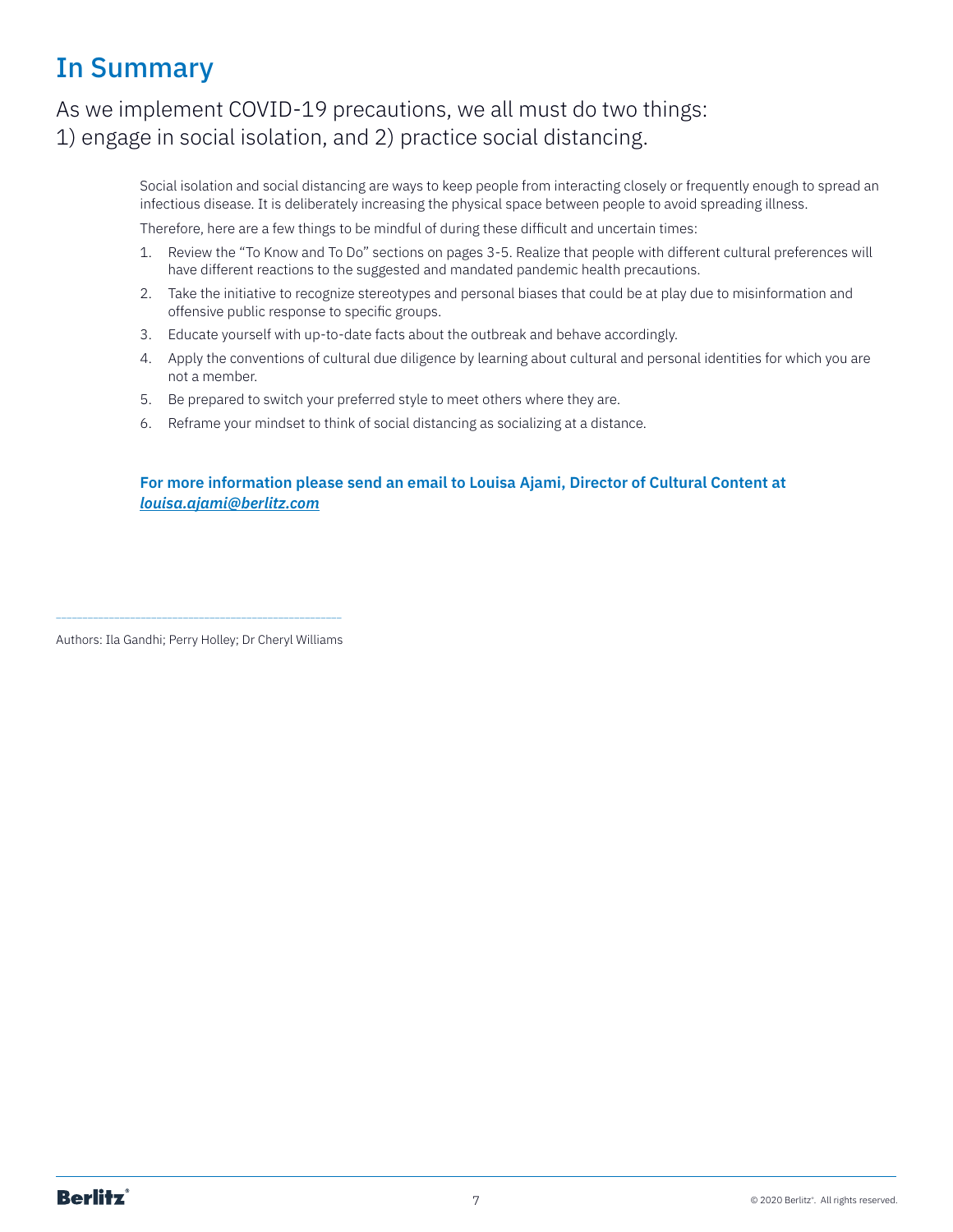# In Summary

## As we implement COVID-19 precautions, we all must do two things: 1) engage in social isolation, and 2) practice social distancing.

Social isolation and social distancing are ways to keep people from interacting closely or frequently enough to spread an infectious disease. It is deliberately increasing the physical space between people to avoid spreading illness.

Therefore, here are a few things to be mindful of during these difficult and uncertain times:

1. Review the "To Know and To Do" sections on pages 3-5. Realize that people with different cultural preferences will have different reactions to the suggested and mandated pandemic health precautions.
2. Take the initiative to recognize stereotypes and personal biases that could be at play due to misinformation and offensive public response to specific groups.
3. Educate yourself with up-to-date facts about the outbreak and behave accordingly.
4. Apply the conventions of cultural due diligence by learning about cultural and personal identities for which you are not a member.
5. Be prepared to switch your preferred style to meet others where they are.
6. Reframe your mindset to think of social distancing as socializing at a distance.

**For more information please send an email to Louisa Ajami, Director of Cultural Content at *louisa.ajami@berlitz.com***

---

Authors: Ila Gandhi; Perry Holley; Dr Cheryl Williams

© 2020 Berlitz®. All rights reserved.